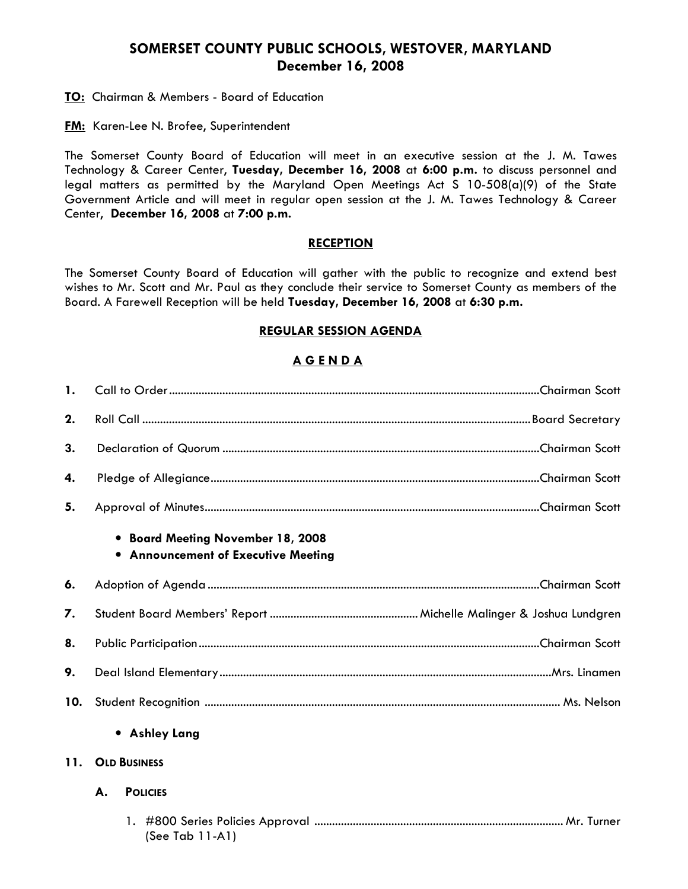# SOMERSET COUNTY PUBLIC SCHOOLS, WESTOVER, MARYLAND
## December 16, 2008

**TO:** Chairman & Members - Board of Education

**FM:** Karen-Lee N. Brofee, Superintendent

The Somerset County Board of Education will meet in an executive session at the J. M. Tawes Technology & Career Center, **Tuesday, December 16, 2008** at **6:00 p.m.** to discuss personnel and legal matters as permitted by the Maryland Open Meetings Act S 10-508(a)(9) of the State Government Article and will meet in regular open session at the J. M. Tawes Technology & Career Center, **December 16, 2008** at **7:00 p.m.**

## RECEPTION

The Somerset County Board of Education will gather with the public to recognize and extend best wishes to Mr. Scott and Mr. Paul as they conclude their service to Somerset County as members of the Board. A Farewell Reception will be held **Tuesday, December 16, 2008** at **6:30 p.m.**

## REGULAR SESSION AGENDA

## A G E N D A

**1.** Call to Order ........................................ Chairman Scott

**2.** Roll Call ........................................ Board Secretary

**3.** Declaration of Quorum ........................................ Chairman Scott

**4.** Pledge of Allegiance ........................................ Chairman Scott

**5.** Approval of Minutes ........................................ Chairman Scott

- **Board Meeting November 18, 2008**
- **Announcement of Executive Meeting**

**6.** Adoption of Agenda ........................................ Chairman Scott

**7.** Student Board Members' Report ........................................ Michelle Malinger & Joshua Lundgren

**8.** Public Participation ........................................ Chairman Scott

**9.** Deal Island Elementary ........................................ Mrs. Linamen

**10.** Student Recognition ........................................ Ms. Nelson

- **Ashley Lang**

**11. OLD BUSINESS**

**A. POLICIES**

1. #800 Series Policies Approval ........................................ Mr. Turner
   (See Tab 11-A1)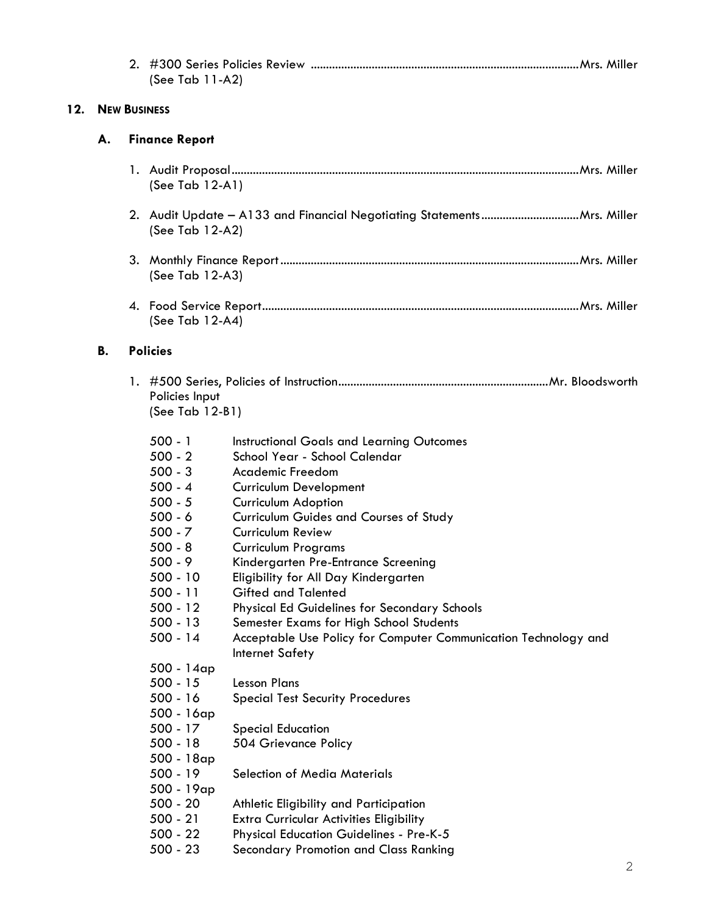2. #300 Series Policies Review ........................................................................................Mrs. Miller
   (See Tab 11-A2)

## 12. NEW BUSINESS

### A. Finance Report

1. Audit Proposal.................................................................................................................Mrs. Miller
   (See Tab 12-A1)

2. Audit Update – A133 and Financial Negotiating Statements................................Mrs. Miller
   (See Tab 12-A2)

3. Monthly Finance Report.................................................................................................Mrs. Miller
   (See Tab 12-A3)

4. Food Service Report.......................................................................................................Mrs. Miller
   (See Tab 12-A4)

### B. Policies

1. #500 Series, Policies of Instruction.....................................................................Mr. Bloodsworth
   Policies Input
   (See Tab 12-B1)

| | |
|---|---|
| 500 - 1 | Instructional Goals and Learning Outcomes |
| 500 - 2 | School Year - School Calendar |
| 500 - 3 | Academic Freedom |
| 500 - 4 | Curriculum Development |
| 500 - 5 | Curriculum Adoption |
| 500 - 6 | Curriculum Guides and Courses of Study |
| 500 - 7 | Curriculum Review |
| 500 - 8 | Curriculum Programs |
| 500 - 9 | Kindergarten Pre-Entrance Screening |
| 500 - 10 | Eligibility for All Day Kindergarten |
| 500 - 11 | Gifted and Talented |
| 500 - 12 | Physical Ed Guidelines for Secondary Schools |
| 500 - 13 | Semester Exams for High School Students |
| 500 - 14 | Acceptable Use Policy for Computer Communication Technology and Internet Safety |
| 500 - 14ap | |
| 500 - 15 | Lesson Plans |
| 500 - 16 | Special Test Security Procedures |
| 500 - 16ap | |
| 500 - 17 | Special Education |
| 500 - 18 | 504 Grievance Policy |
| 500 - 18ap | |
| 500 - 19 | Selection of Media Materials |
| 500 - 19ap | |
| 500 - 20 | Athletic Eligibility and Participation |
| 500 - 21 | Extra Curricular Activities Eligibility |
| 500 - 22 | Physical Education Guidelines - Pre-K-5 |
| 500 - 23 | Secondary Promotion and Class Ranking |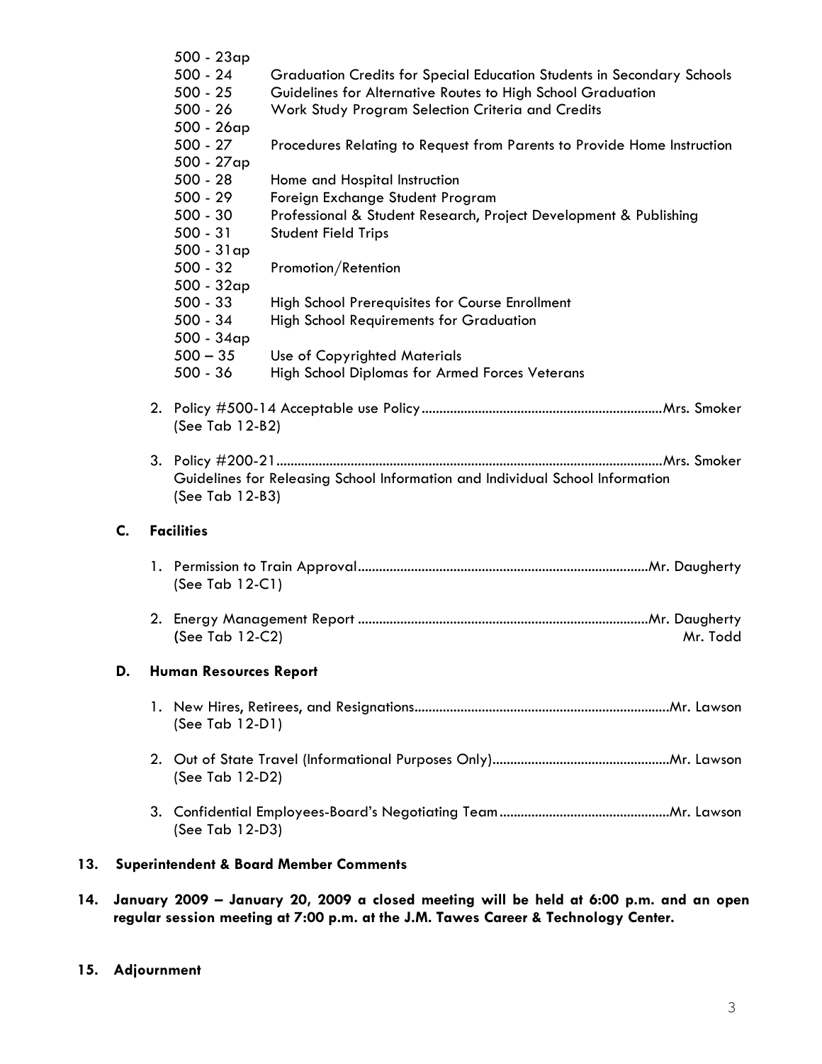500 - 23ap
500 - 24 Graduation Credits for Special Education Students in Secondary Schools
500 - 25 Guidelines for Alternative Routes to High School Graduation
500 - 26 Work Study Program Selection Criteria and Credits
500 - 26ap
500 - 27 Procedures Relating to Request from Parents to Provide Home Instruction
500 - 27ap
500 - 28 Home and Hospital Instruction
500 - 29 Foreign Exchange Student Program
500 - 30 Professional & Student Research, Project Development & Publishing
500 - 31 Student Field Trips
500 - 31ap
500 - 32 Promotion/Retention
500 - 32ap
500 - 33 High School Prerequisites for Course Enrollment
500 - 34 High School Requirements for Graduation
500 - 34ap
500 – 35 Use of Copyrighted Materials
500 - 36 High School Diplomas for Armed Forces Veterans

2. Policy #500-14 Acceptable use Policy....................................................................Mrs. Smoker
   (See Tab 12-B2)

3. Policy #200-21............................................................................................................Mrs. Smoker
   Guidelines for Releasing School Information and Individual School Information
   (See Tab 12-B3)

**C. Facilities**

1. Permission to Train Approval.................................................................................Mr. Daugherty
   (See Tab 12-C1)

2. Energy Management Report .................................................................................Mr. Daugherty
   (See Tab 12-C2) Mr. Todd

**D. Human Resources Report**

1. New Hires, Retirees, and Resignations.......................................................................Mr. Lawson
   (See Tab 12-D1)

2. Out of State Travel (Informational Purposes Only).................................................Mr. Lawson
   (See Tab 12-D2)

3. Confidential Employees-Board's Negotiating Team................................................Mr. Lawson
   (See Tab 12-D3)

**13. Superintendent & Board Member Comments**

**14. January 2009 – January 20, 2009 a closed meeting will be held at 6:00 p.m. and an open regular session meeting at 7:00 p.m. at the J.M. Tawes Career & Technology Center.**

**15. Adjournment**